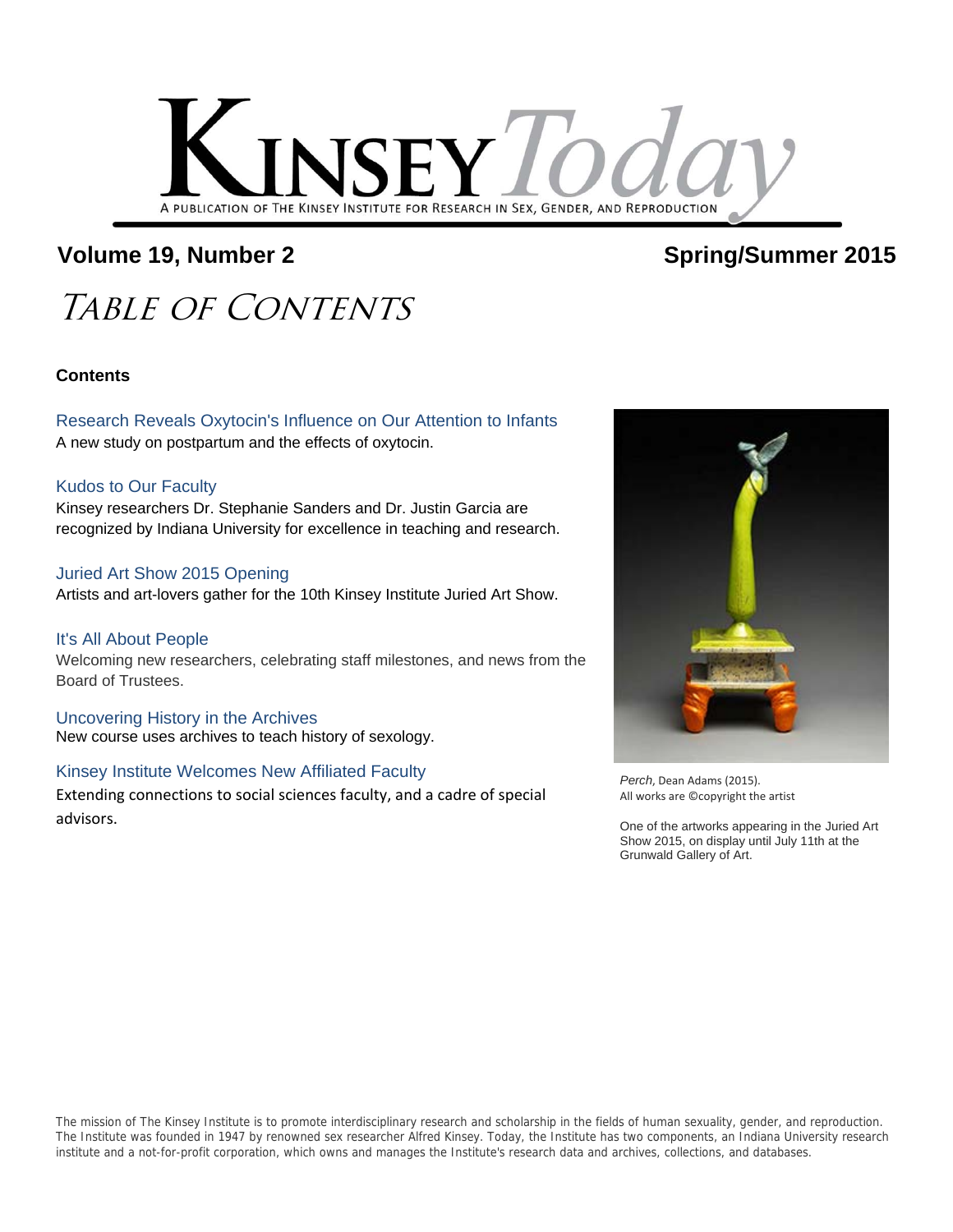# KINSEY *Today*

A PUBLICATION OF THE KINSEY INSTITUTE FOR RESEARCH IN SEX, GENDER, AND REPRODUCTION

**Volume 19, Number 2** **Spring/Summer 2015**

# *Table of Contents*

**Contents**

Research Reveals Oxytocin's Influence on Our Attention to Infants
A new study on postpartum and the effects of oxytocin.

Kudos to Our Faculty
Kinsey researchers Dr. Stephanie Sanders and Dr. Justin Garcia are recognized by Indiana University for excellence in teaching and research.

Juried Art Show 2015 Opening
Artists and art-lovers gather for the 10th Kinsey Institute Juried Art Show.

It's All About People
Welcoming new researchers, celebrating staff milestones, and news from the Board of Trustees.

Uncovering History in the Archives
New course uses archives to teach history of sexology.

Kinsey Institute Welcomes New Affiliated Faculty
Extending connections to social sciences faculty, and a cadre of special advisors.

*Perch*, Dean Adams (2015).
All works are ©copyright the artist

One of the artworks appearing in the Juried Art Show 2015, on display until July 11th at the Grunwald Gallery of Art.

The mission of The Kinsey Institute is to promote interdisciplinary research and scholarship in the fields of human sexuality, gender, and reproduction. The Institute was founded in 1947 by renowned sex researcher Alfred Kinsey. Today, the Institute has two components, an Indiana University research institute and a not-for-profit corporation, which owns and manages the Institute's research data and archives, collections, and databases.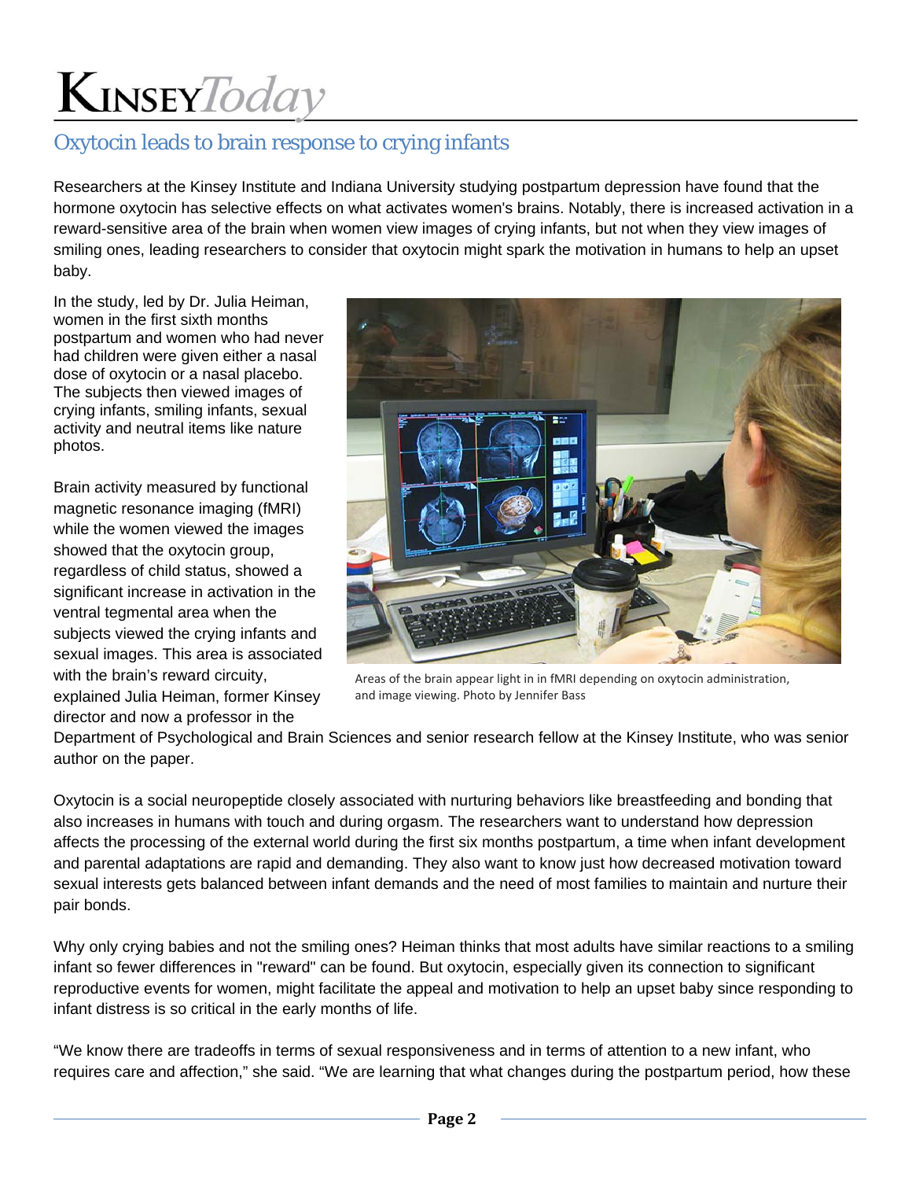## Oxytocin leads to brain response to crying infants

Researchers at the Kinsey Institute and Indiana University studying postpartum depression have found that the hormone oxytocin has selective effects on what activates women's brains. Notably, there is increased activation in a reward-sensitive area of the brain when women view images of crying infants, but not when they view images of smiling ones, leading researchers to consider that oxytocin might spark the motivation in humans to help an upset baby.

In the study, led by Dr. Julia Heiman, women in the first sixth months postpartum and women who had never had children were given either a nasal dose of oxytocin or a nasal placebo. The subjects then viewed images of crying infants, smiling infants, sexual activity and neutral items like nature photos.

Brain activity measured by functional magnetic resonance imaging (fMRI) while the women viewed the images showed that the oxytocin group, regardless of child status, showed a significant increase in activation in the ventral tegmental area when the subjects viewed the crying infants and sexual images. This area is associated with the brain's reward circuitry, explained Julia Heiman, former Kinsey director and now a professor in the Department of Psychological and Brain Sciences and senior research fellow at the Kinsey Institute, who was senior author on the paper.

Areas of the brain appear light in in fMRI depending on oxytocin administration, and image viewing. Photo by Jennifer Bass

Oxytocin is a social neuropeptide closely associated with nurturing behaviors like breastfeeding and bonding that also increases in humans with touch and during orgasm. The researchers want to understand how depression affects the processing of the external world during the first six months postpartum, a time when infant development and parental adaptations are rapid and demanding. They also want to know just how decreased motivation toward sexual interests gets balanced between infant demands and the need of most families to maintain and nurture their pair bonds.

Why only crying babies and not the smiling ones? Heiman thinks that most adults have similar reactions to a smiling infant so fewer differences in "reward" can be found. But oxytocin, especially given its connection to significant reproductive events for women, might facilitate the appeal and motivation to help an upset baby since responding to infant distress is so critical in the early months of life.

"We know there are tradeoffs in terms of sexual responsiveness and in terms of attention to a new infant, who requires care and affection," she said. "We are learning that what changes during the postpartum period, how these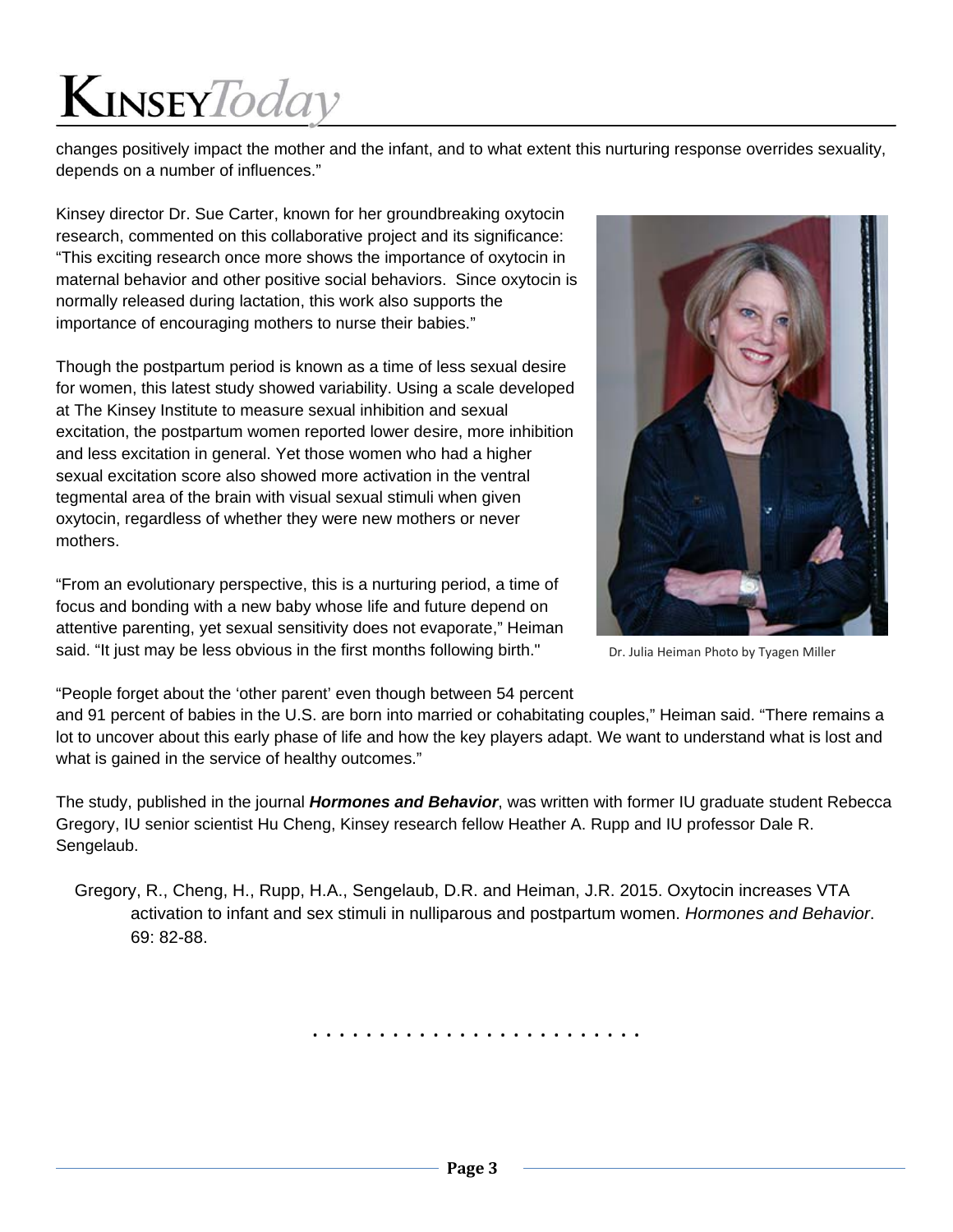changes positively impact the mother and the infant, and to what extent this nurturing response overrides sexuality, depends on a number of influences."

Kinsey director Dr. Sue Carter, known for her groundbreaking oxytocin research, commented on this collaborative project and its significance: "This exciting research once more shows the importance of oxytocin in maternal behavior and other positive social behaviors. Since oxytocin is normally released during lactation, this work also supports the importance of encouraging mothers to nurse their babies."

Though the postpartum period is known as a time of less sexual desire for women, this latest study showed variability. Using a scale developed at The Kinsey Institute to measure sexual inhibition and sexual excitation, the postpartum women reported lower desire, more inhibition and less excitation in general. Yet those women who had a higher sexual excitation score also showed more activation in the ventral tegmental area of the brain with visual sexual stimuli when given oxytocin, regardless of whether they were new mothers or never mothers.

"From an evolutionary perspective, this is a nurturing period, a time of focus and bonding with a new baby whose life and future depend on attentive parenting, yet sexual sensitivity does not evaporate," Heiman said. "It just may be less obvious in the first months following birth."

Dr. Julia Heiman Photo by Tyagen Miller

"People forget about the 'other parent' even though between 54 percent and 91 percent of babies in the U.S. are born into married or cohabitating couples," Heiman said. "There remains a lot to uncover about this early phase of life and how the key players adapt. We want to understand what is lost and what is gained in the service of healthy outcomes."

The study, published in the journal ***Hormones and Behavior***, was written with former IU graduate student Rebecca Gregory, IU senior scientist Hu Cheng, Kinsey research fellow Heather A. Rupp and IU professor Dale R. Sengelaub.

Gregory, R., Cheng, H., Rupp, H.A., Sengelaub, D.R. and Heiman, J.R. 2015. Oxytocin increases VTA activation to infant and sex stimuli in nulliparous and postpartum women. *Hormones and Behavior*. 69: 82-88.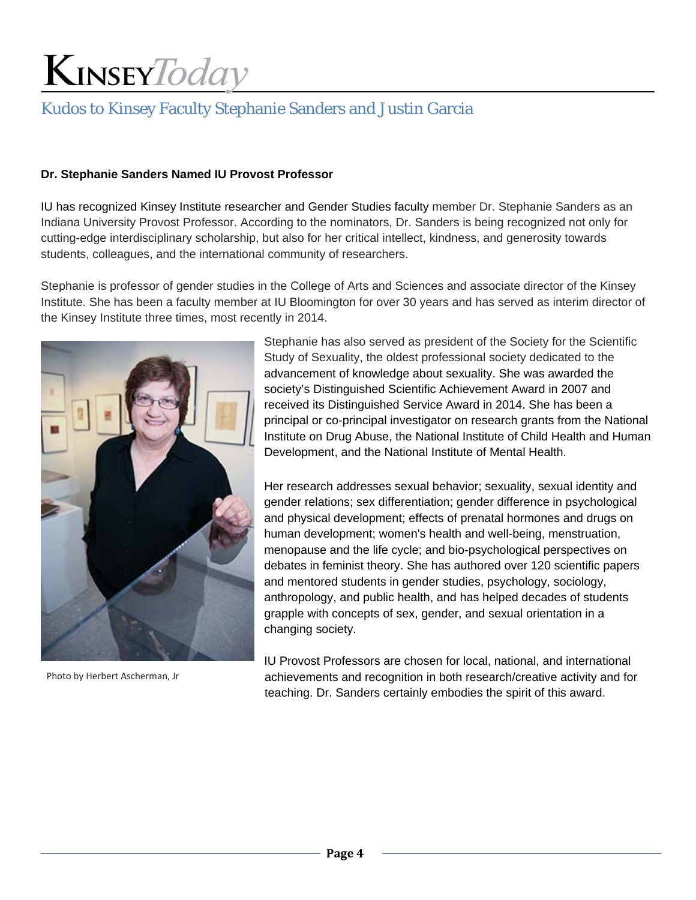# Kudos to Kinsey Faculty Stephanie Sanders and Justin Garcia

**Dr. Stephanie Sanders Named IU Provost Professor**

IU has recognized Kinsey Institute researcher and Gender Studies faculty member Dr. Stephanie Sanders as an Indiana University Provost Professor. According to the nominators, Dr. Sanders is being recognized not only for cutting-edge interdisciplinary scholarship, but also for her critical intellect, kindness, and generosity towards students, colleagues, and the international community of researchers.

Stephanie is professor of gender studies in the College of Arts and Sciences and associate director of the Kinsey Institute. She has been a faculty member at IU Bloomington for over 30 years and has served as interim director of the Kinsey Institute three times, most recently in 2014.

Photo by Herbert Ascherman, Jr

Stephanie has also served as president of the Society for the Scientific Study of Sexuality, the oldest professional society dedicated to the advancement of knowledge about sexuality. She was awarded the society's Distinguished Scientific Achievement Award in 2007 and received its Distinguished Service Award in 2014. She has been a principal or co-principal investigator on research grants from the National Institute on Drug Abuse, the National Institute of Child Health and Human Development, and the National Institute of Mental Health.

Her research addresses sexual behavior; sexuality, sexual identity and gender relations; sex differentiation; gender difference in psychological and physical development; effects of prenatal hormones and drugs on human development; women's health and well-being, menstruation, menopause and the life cycle; and bio-psychological perspectives on debates in feminist theory. She has authored over 120 scientific papers and mentored students in gender studies, psychology, sociology, anthropology, and public health, and has helped decades of students grapple with concepts of sex, gender, and sexual orientation in a changing society.

IU Provost Professors are chosen for local, national, and international achievements and recognition in both research/creative activity and for teaching. Dr. Sanders certainly embodies the spirit of this award.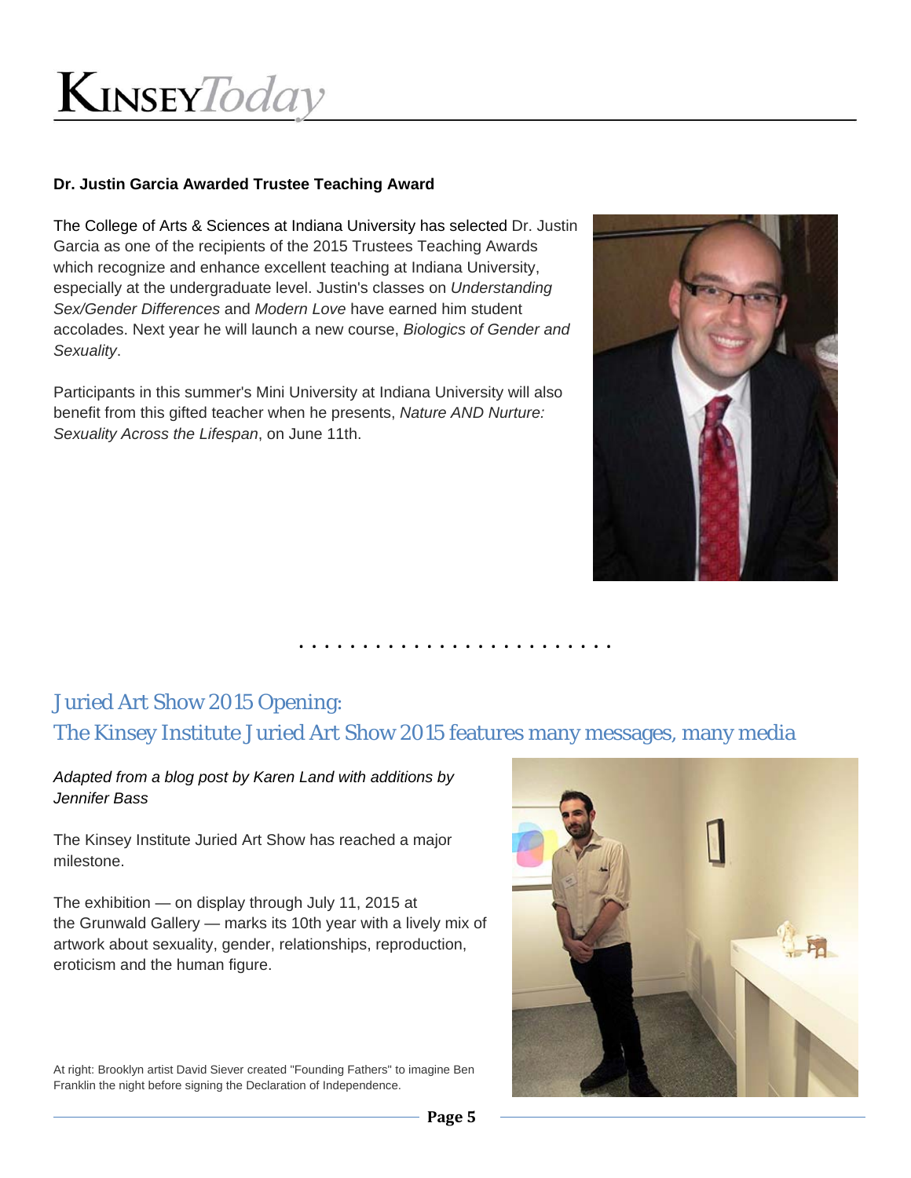**Dr. Justin Garcia Awarded Trustee Teaching Award**

The College of Arts & Sciences at Indiana University has selected Dr. Justin Garcia as one of the recipients of the 2015 Trustees Teaching Awards which recognize and enhance excellent teaching at Indiana University, especially at the undergraduate level. Justin's classes on *Understanding Sex/Gender Differences* and *Modern Love* have earned him student accolades. Next year he will launch a new course, *Biologics of Gender and Sexuality*.

Participants in this summer's Mini University at Indiana University will also benefit from this gifted teacher when he presents, *Nature AND Nurture: Sexuality Across the Lifespan*, on June 11th.

## Juried Art Show 2015 Opening:
## The Kinsey Institute Juried Art Show 2015 features many messages, many media

*Adapted from a blog post by Karen Land with additions by Jennifer Bass*

The Kinsey Institute Juried Art Show has reached a major milestone.

The exhibition — on display through July 11, 2015 at the Grunwald Gallery — marks its 10th year with a lively mix of artwork about sexuality, gender, relationships, reproduction, eroticism and the human figure.

At right: Brooklyn artist David Siever created "Founding Fathers" to imagine Ben Franklin the night before signing the Declaration of Independence.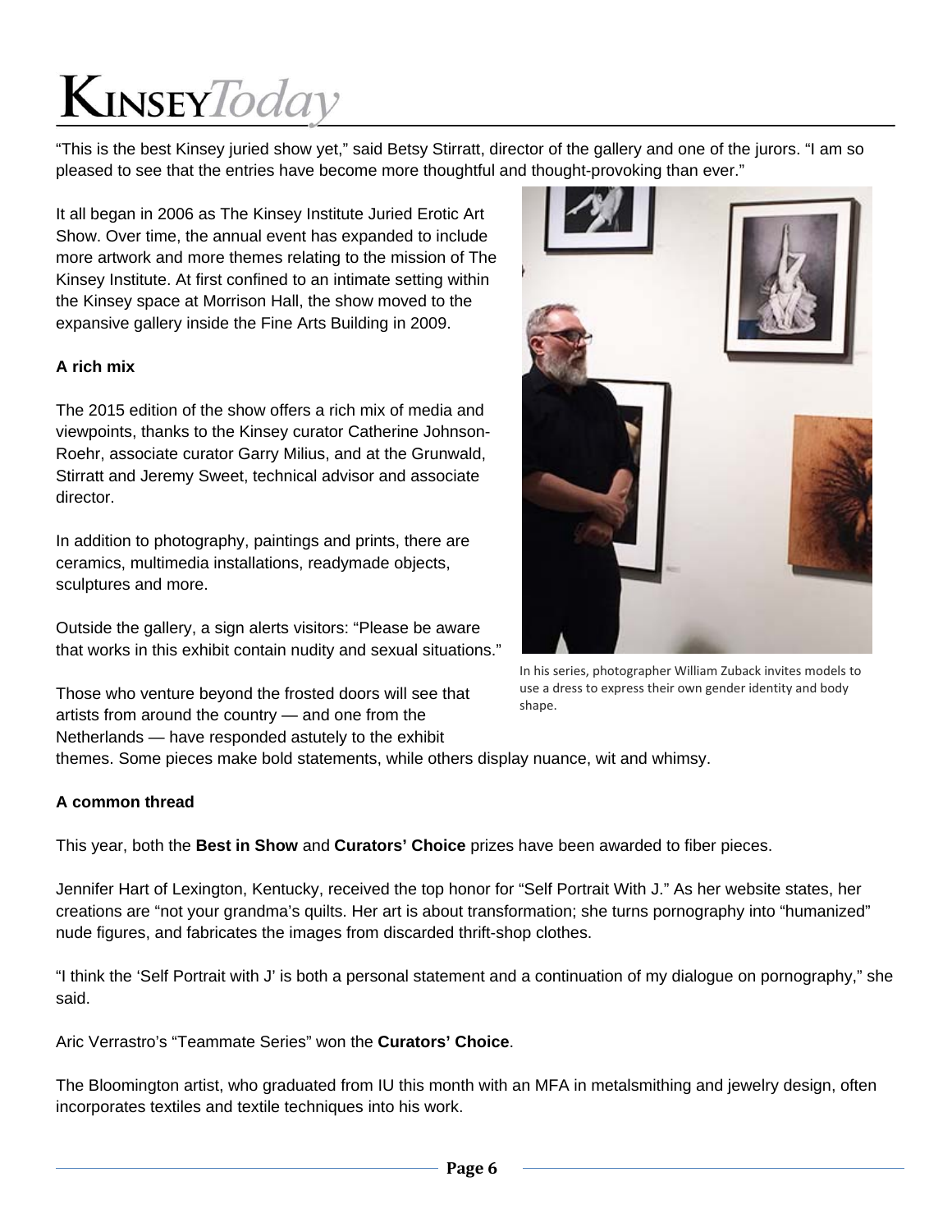"This is the best Kinsey juried show yet," said Betsy Stirratt, director of the gallery and one of the jurors. "I am so pleased to see that the entries have become more thoughtful and thought-provoking than ever."

It all began in 2006 as The Kinsey Institute Juried Erotic Art Show. Over time, the annual event has expanded to include more artwork and more themes relating to the mission of The Kinsey Institute. At first confined to an intimate setting within the Kinsey space at Morrison Hall, the show moved to the expansive gallery inside the Fine Arts Building in 2009.

**A rich mix**

The 2015 edition of the show offers a rich mix of media and viewpoints, thanks to the Kinsey curator Catherine Johnson-Roehr, associate curator Garry Milius, and at the Grunwald, Stirratt and Jeremy Sweet, technical advisor and associate director.

In addition to photography, paintings and prints, there are ceramics, multimedia installations, readymade objects, sculptures and more.

Outside the gallery, a sign alerts visitors: "Please be aware that works in this exhibit contain nudity and sexual situations."

In his series, photographer William Zuback invites models to use a dress to express their own gender identity and body shape.

Those who venture beyond the frosted doors will see that artists from around the country — and one from the Netherlands — have responded astutely to the exhibit themes. Some pieces make bold statements, while others display nuance, wit and whimsy.

**A common thread**

This year, both the **Best in Show** and **Curators' Choice** prizes have been awarded to fiber pieces.

Jennifer Hart of Lexington, Kentucky, received the top honor for "Self Portrait With J." As her website states, her creations are "not your grandma's quilts. Her art is about transformation; she turns pornography into "humanized" nude figures, and fabricates the images from discarded thrift-shop clothes.

"I think the 'Self Portrait with J' is both a personal statement and a continuation of my dialogue on pornography," she said.

Aric Verrastro's "Teammate Series" won the **Curators' Choice**.

The Bloomington artist, who graduated from IU this month with an MFA in metalsmithing and jewelry design, often incorporates textiles and textile techniques into his work.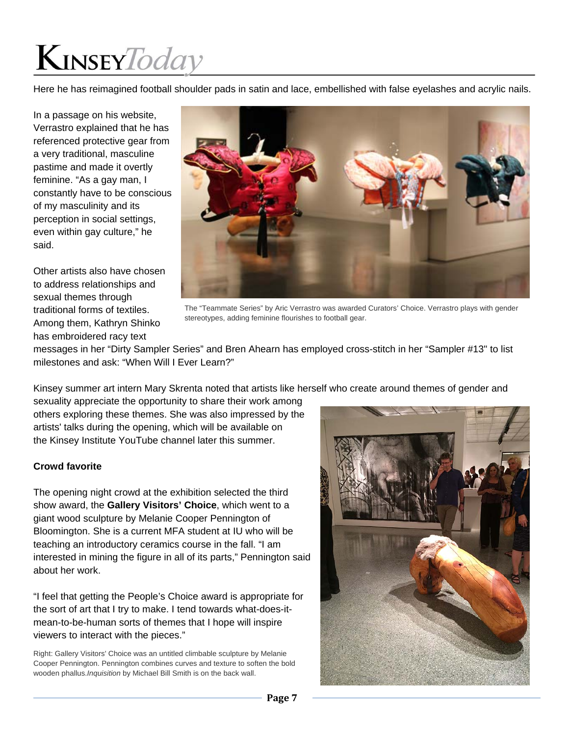Here he has reimagined football shoulder pads in satin and lace, embellished with false eyelashes and acrylic nails.

In a passage on his website, Verrastro explained that he has referenced protective gear from a very traditional, masculine pastime and made it overtly feminine. “As a gay man, I constantly have to be conscious of my masculinity and its perception in social settings, even within gay culture,” he said.

The “Teammate Series” by Aric Verrastro was awarded Curators’ Choice. Verrastro plays with gender stereotypes, adding feminine flourishes to football gear.

Other artists also have chosen to address relationships and sexual themes through traditional forms of textiles. Among them, Kathryn Shinko has embroidered racy text messages in her “Dirty Sampler Series” and Bren Ahearn has employed cross-stitch in her “Sampler #13" to list milestones and ask: “When Will I Ever Learn?”

Kinsey summer art intern Mary Skrenta noted that artists like herself who create around themes of gender and sexuality appreciate the opportunity to share their work among others exploring these themes. She was also impressed by the artists' talks during the opening, which will be available on the Kinsey Institute YouTube channel later this summer.

**Crowd favorite**

The opening night crowd at the exhibition selected the third show award, the **Gallery Visitors’ Choice**, which went to a giant wood sculpture by Melanie Cooper Pennington of Bloomington. She is a current MFA student at IU who will be teaching an introductory ceramics course in the fall. “I am interested in mining the figure in all of its parts,” Pennington said about her work.

“I feel that getting the People’s Choice award is appropriate for the sort of art that I try to make. I tend towards what-does-it-mean-to-be-human sorts of themes that I hope will inspire viewers to interact with the pieces.”

Right: Gallery Visitors' Choice was an untitled climbable sculpture by Melanie Cooper Pennington. Pennington combines curves and texture to soften the bold wooden phallus. *Inquisition* by Michael Bill Smith is on the back wall.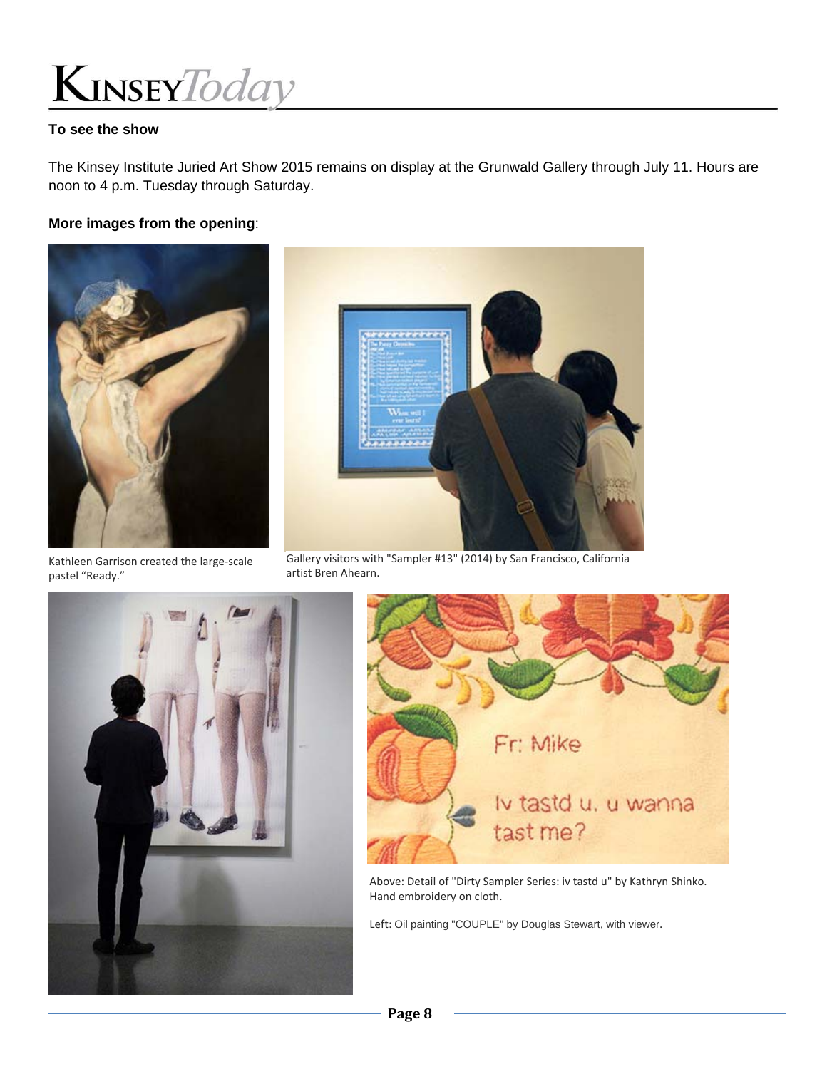### To see the show

The Kinsey Institute Juried Art Show 2015 remains on display at the Grunwald Gallery through July 11. Hours are noon to 4 p.m. Tuesday through Saturday.

**More images from the opening**:

Kathleen Garrison created the large-scale pastel “Ready.”

Gallery visitors with "Sampler #13" (2014) by San Francisco, California artist Bren Ahearn.

Above: Detail of "Dirty Sampler Series: iv tastd u" by Kathryn Shinko. Hand embroidery on cloth.

Left: Oil painting "COUPLE" by Douglas Stewart, with viewer.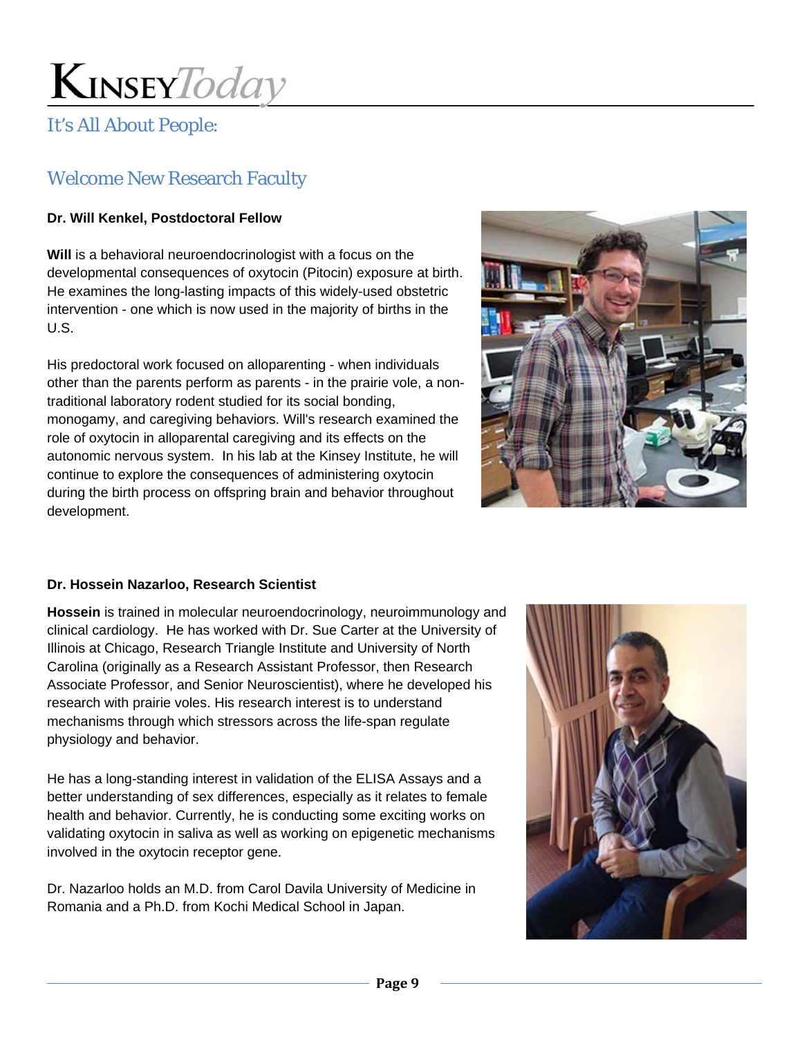## It's All About People:

## Welcome New Research Faculty

**Dr. Will Kenkel, Postdoctoral Fellow**

**Will** is a behavioral neuroendocrinologist with a focus on the developmental consequences of oxytocin (Pitocin) exposure at birth. He examines the long-lasting impacts of this widely-used obstetric intervention - one which is now used in the majority of births in the U.S.

His predoctoral work focused on alloparenting - when individuals other than the parents perform as parents - in the prairie vole, a non-traditional laboratory rodent studied for its social bonding, monogamy, and caregiving behaviors. Will's research examined the role of oxytocin in alloparental caregiving and its effects on the autonomic nervous system. In his lab at the Kinsey Institute, he will continue to explore the consequences of administering oxytocin during the birth process on offspring brain and behavior throughout development.

**Dr. Hossein Nazarloo, Research Scientist**

**Hossein** is trained in molecular neuroendocrinology, neuroimmunology and clinical cardiology. He has worked with Dr. Sue Carter at the University of Illinois at Chicago, Research Triangle Institute and University of North Carolina (originally as a Research Assistant Professor, then Research Associate Professor, and Senior Neuroscientist), where he developed his research with prairie voles. His research interest is to understand mechanisms through which stressors across the life-span regulate physiology and behavior.

He has a long-standing interest in validation of the ELISA Assays and a better understanding of sex differences, especially as it relates to female health and behavior. Currently, he is conducting some exciting works on validating oxytocin in saliva as well as working on epigenetic mechanisms involved in the oxytocin receptor gene.

Dr. Nazarloo holds an M.D. from Carol Davila University of Medicine in Romania and a Ph.D. from Kochi Medical School in Japan.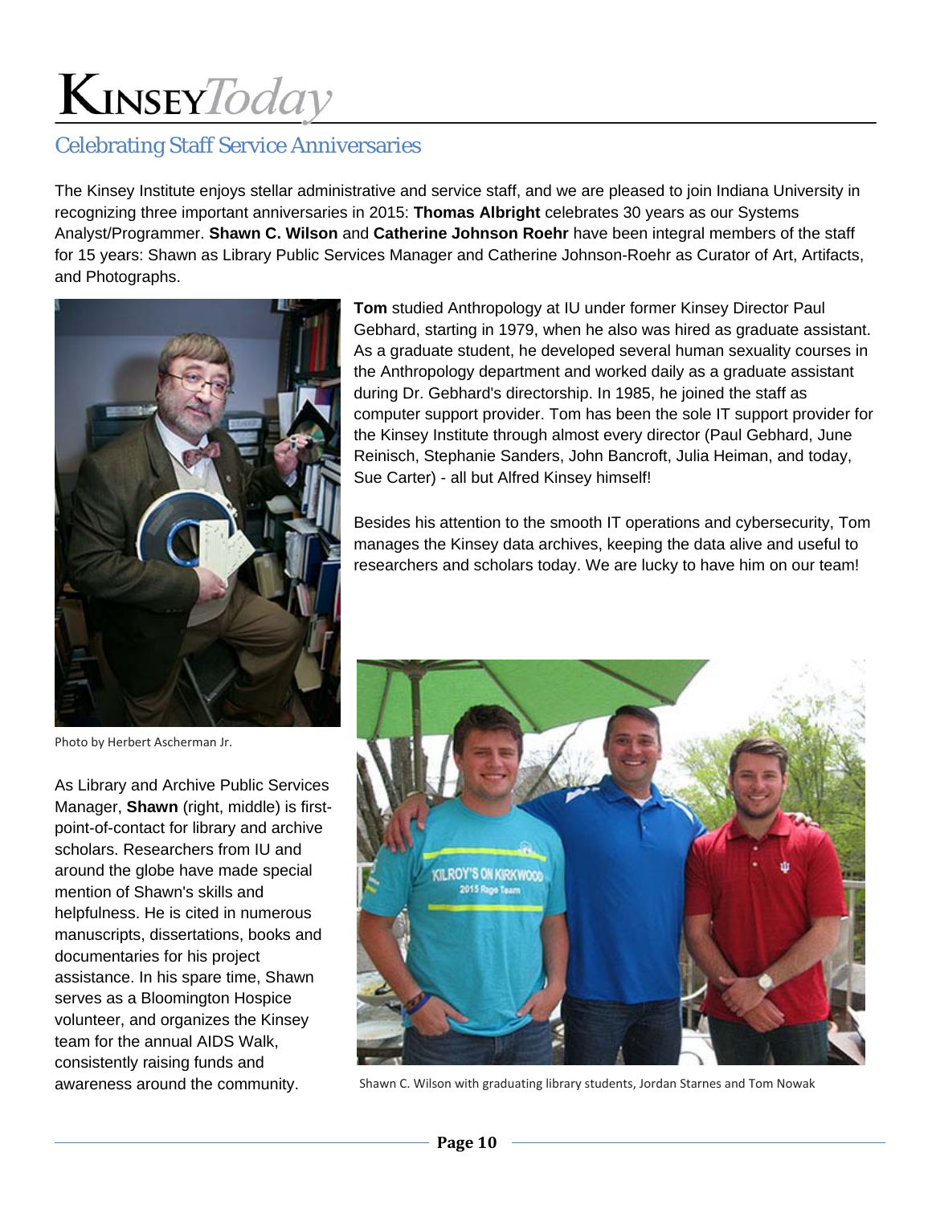## Celebrating Staff Service Anniversaries

The Kinsey Institute enjoys stellar administrative and service staff, and we are pleased to join Indiana University in recognizing three important anniversaries in 2015: **Thomas Albright** celebrates 30 years as our Systems Analyst/Programmer. **Shawn C. Wilson** and **Catherine Johnson Roehr** have been integral members of the staff for 15 years: Shawn as Library Public Services Manager and Catherine Johnson-Roehr as Curator of Art, Artifacts, and Photographs.

Photo by Herbert Ascherman Jr.

**Tom** studied Anthropology at IU under former Kinsey Director Paul Gebhard, starting in 1979, when he also was hired as graduate assistant. As a graduate student, he developed several human sexuality courses in the Anthropology department and worked daily as a graduate assistant during Dr. Gebhard's directorship. In 1985, he joined the staff as computer support provider. Tom has been the sole IT support provider for the Kinsey Institute through almost every director (Paul Gebhard, June Reinisch, Stephanie Sanders, John Bancroft, Julia Heiman, and today, Sue Carter) - all but Alfred Kinsey himself!

Besides his attention to the smooth IT operations and cybersecurity, Tom manages the Kinsey data archives, keeping the data alive and useful to researchers and scholars today. We are lucky to have him on our team!

As Library and Archive Public Services Manager, **Shawn** (right, middle) is first-point-of-contact for library and archive scholars. Researchers from IU and around the globe have made special mention of Shawn's skills and helpfulness. He is cited in numerous manuscripts, dissertations, books and documentaries for his project assistance. In his spare time, Shawn serves as a Bloomington Hospice volunteer, and organizes the Kinsey team for the annual AIDS Walk, consistently raising funds and awareness around the community.

Shawn C. Wilson with graduating library students, Jordan Starnes and Tom Nowak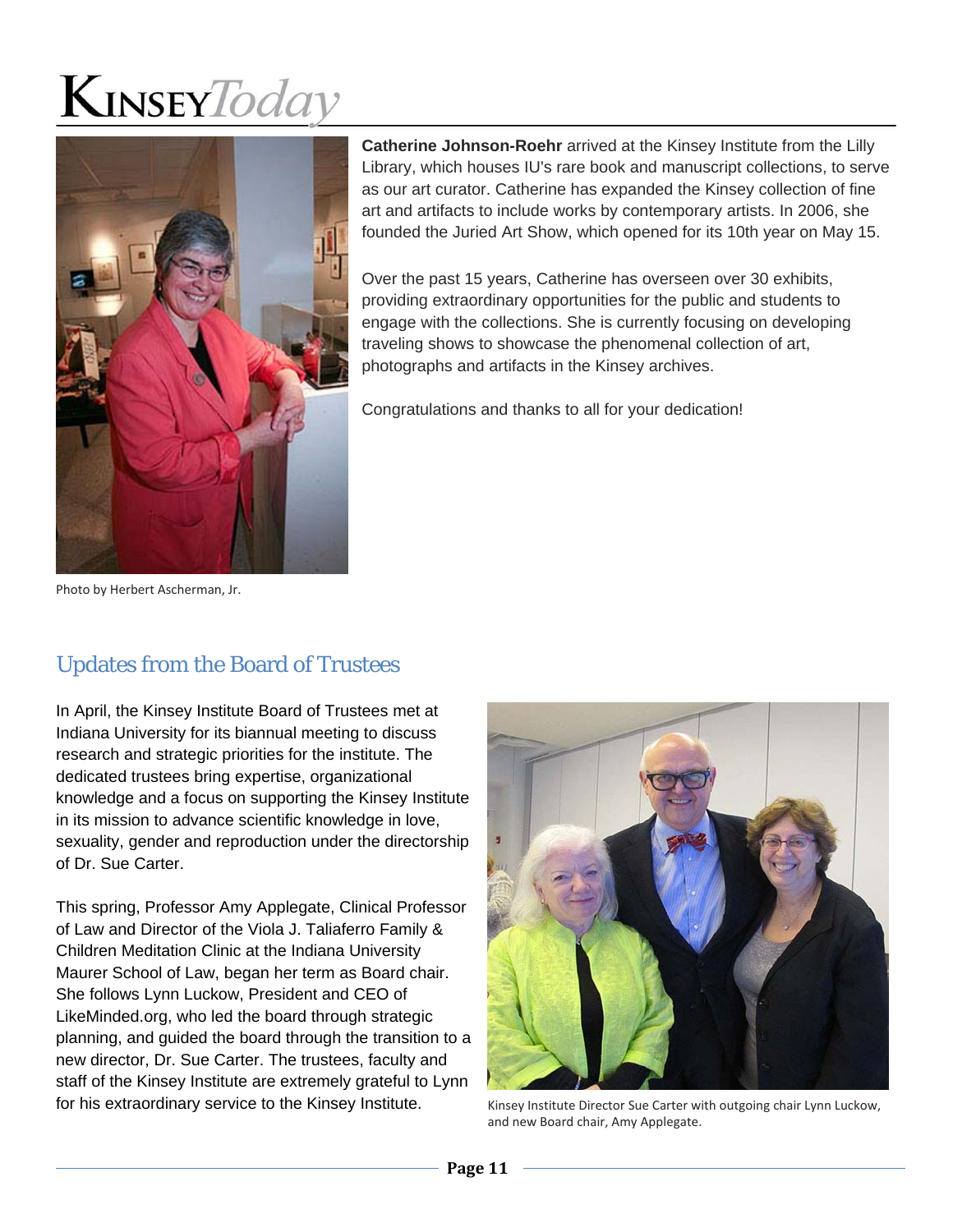**Catherine Johnson-Roehr** arrived at the Kinsey Institute from the Lilly Library, which houses IU's rare book and manuscript collections, to serve as our art curator. Catherine has expanded the Kinsey collection of fine art and artifacts to include works by contemporary artists. In 2006, she founded the Juried Art Show, which opened for its 10th year on May 15.

Over the past 15 years, Catherine has overseen over 30 exhibits, providing extraordinary opportunities for the public and students to engage with the collections. She is currently focusing on developing traveling shows to showcase the phenomenal collection of art, photographs and artifacts in the Kinsey archives.

Congratulations and thanks to all for your dedication!

Photo by Herbert Ascherman, Jr.

## Updates from the Board of Trustees

In April, the Kinsey Institute Board of Trustees met at Indiana University for its biannual meeting to discuss research and strategic priorities for the institute. The dedicated trustees bring expertise, organizational knowledge and a focus on supporting the Kinsey Institute in its mission to advance scientific knowledge in love, sexuality, gender and reproduction under the directorship of Dr. Sue Carter.

This spring, Professor Amy Applegate, Clinical Professor of Law and Director of the Viola J. Taliaferro Family & Children Meditation Clinic at the Indiana University Maurer School of Law, began her term as Board chair. She follows Lynn Luckow, President and CEO of LikeMinded.org, who led the board through strategic planning, and guided the board through the transition to a new director, Dr. Sue Carter. The trustees, faculty and staff of the Kinsey Institute are extremely grateful to Lynn for his extraordinary service to the Kinsey Institute.

Kinsey Institute Director Sue Carter with outgoing chair Lynn Luckow, and new Board chair, Amy Applegate.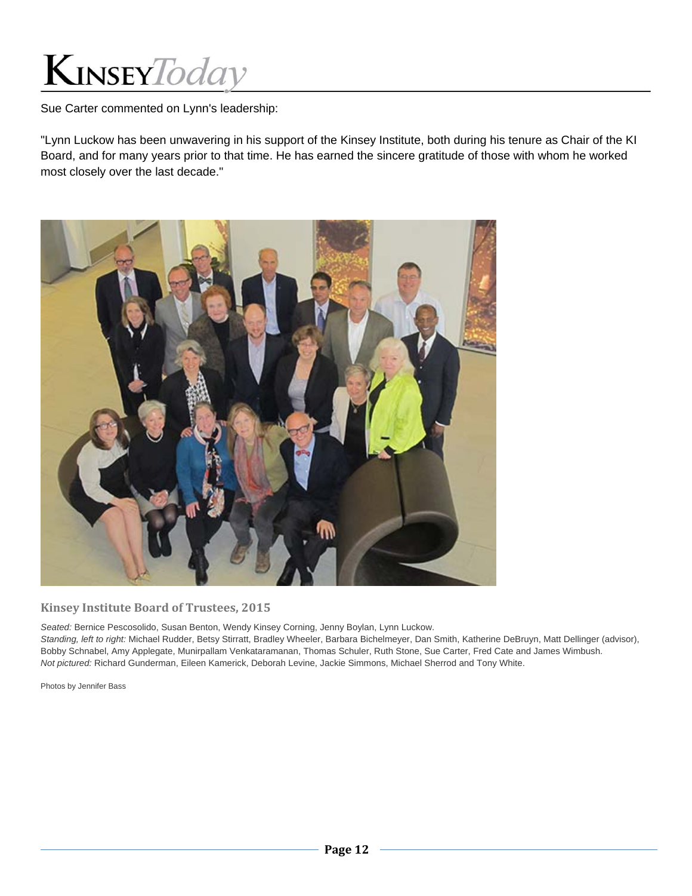Sue Carter commented on Lynn's leadership:

"Lynn Luckow has been unwavering in his support of the Kinsey Institute, both during his tenure as Chair of the KI Board, and for many years prior to that time. He has earned the sincere gratitude of those with whom he worked most closely over the last decade."

**Kinsey Institute Board of Trustees, 2015**

*Seated:* Bernice Pescosolido, Susan Benton, Wendy Kinsey Corning, Jenny Boylan, Lynn Luckow.
*Standing, left to right:* Michael Rudder, Betsy Stirratt, Bradley Wheeler, Barbara Bichelmeyer, Dan Smith, Katherine DeBruyn, Matt Dellinger (advisor), Bobby Schnabel, Amy Applegate, Munirpallam Venkataramanan, Thomas Schuler, Ruth Stone, Sue Carter, Fred Cate and James Wimbush.
*Not pictured:* Richard Gunderman, Eileen Kamerick, Deborah Levine, Jackie Simmons, Michael Sherrod and Tony White.

Photos by Jennifer Bass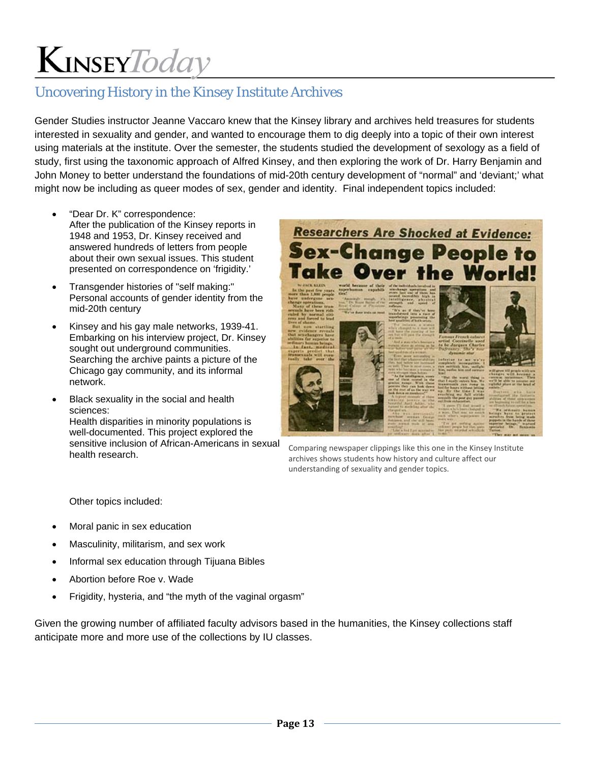# Uncovering History in the Kinsey Institute Archives

Gender Studies instructor Jeanne Vaccaro knew that the Kinsey library and archives held treasures for students interested in sexuality and gender, and wanted to encourage them to dig deeply into a topic of their own interest using materials at the institute. Over the semester, the students studied the development of sexology as a field of study, first using the taxonomic approach of Alfred Kinsey, and then exploring the work of Dr. Harry Benjamin and John Money to better understand the foundations of mid-20th century development of "normal" and 'deviant;' what might now be including as queer modes of sex, gender and identity. Final independent topics included:

- "Dear Dr. K" correspondence:
  After the publication of the Kinsey reports in 1948 and 1953, Dr. Kinsey received and answered hundreds of letters from people about their own sexual issues. This student presented on correspondence on 'frigidity.'
- Transgender histories of "self making:"
  Personal accounts of gender identity from the mid-20th century
- Kinsey and his gay male networks, 1939-41.
  Embarking on his interview project, Dr. Kinsey sought out underground communities. Searching the archive paints a picture of the Chicago gay community, and its informal network.
- Black sexuality in the social and health sciences:
  Health disparities in minority populations is well-documented. This project explored the sensitive inclusion of African-Americans in sexual health research.

Comparing newspaper clippings like this one in the Kinsey Institute archives shows students how history and culture affect our understanding of sexuality and gender topics.

Other topics included:

- Moral panic in sex education
- Masculinity, militarism, and sex work
- Informal sex education through Tijuana Bibles
- Abortion before Roe v. Wade
- Frigidity, hysteria, and "the myth of the vaginal orgasm"

Given the growing number of affiliated faculty advisors based in the humanities, the Kinsey collections staff anticipate more and more use of the collections by IU classes.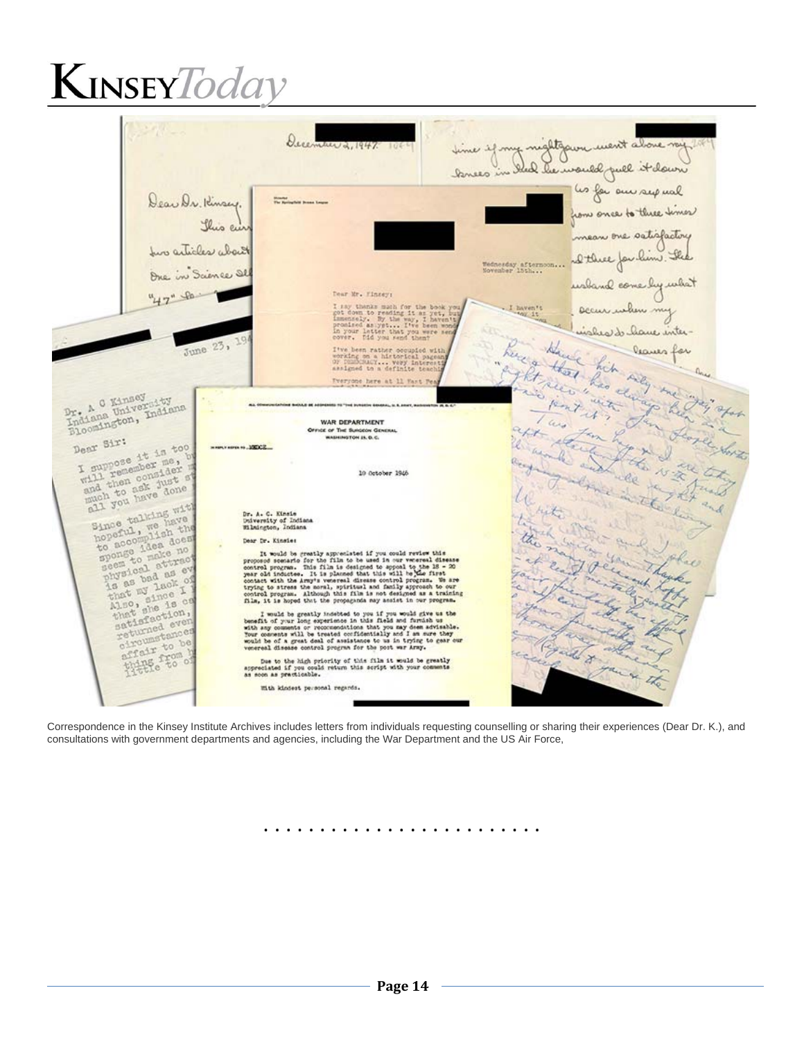Correspondence in the Kinsey Institute Archives includes letters from individuals requesting counselling or sharing their experiences (Dear Dr. K.), and consultations with government departments and agencies, including the War Department and the US Air Force,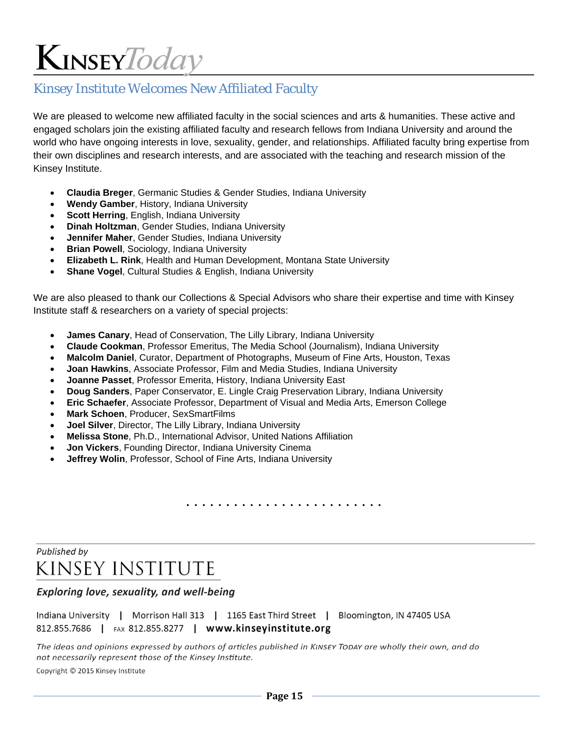## Kinsey Institute Welcomes New Affiliated Faculty

We are pleased to welcome new affiliated faculty in the social sciences and arts & humanities. These active and engaged scholars join the existing affiliated faculty and research fellows from Indiana University and around the world who have ongoing interests in love, sexuality, gender, and relationships. Affiliated faculty bring expertise from their own disciplines and research interests, and are associated with the teaching and research mission of the Kinsey Institute.

- **Claudia Breger**, Germanic Studies & Gender Studies, Indiana University
- **Wendy Gamber**, History, Indiana University
- **Scott Herring**, English, Indiana University
- **Dinah Holtzman**, Gender Studies, Indiana University
- **Jennifer Maher**, Gender Studies, Indiana University
- **Brian Powell**, Sociology, Indiana University
- **Elizabeth L. Rink**, Health and Human Development, Montana State University
- **Shane Vogel**, Cultural Studies & English, Indiana University

We are also pleased to thank our Collections & Special Advisors who share their expertise and time with Kinsey Institute staff & researchers on a variety of special projects:

- **James Canary**, Head of Conservation, The Lilly Library, Indiana University
- **Claude Cookman**, Professor Emeritus, The Media School (Journalism), Indiana University
- **Malcolm Daniel**, Curator, Department of Photographs, Museum of Fine Arts, Houston, Texas
- **Joan Hawkins**, Associate Professor, Film and Media Studies, Indiana University
- **Joanne Passet**, Professor Emerita, History, Indiana University East
- **Doug Sanders**, Paper Conservator, E. Lingle Craig Preservation Library, Indiana University
- **Eric Schaefer**, Associate Professor, Department of Visual and Media Arts, Emerson College
- **Mark Schoen**, Producer, SexSmartFilms
- **Joel Silver**, Director, The Lilly Library, Indiana University
- **Melissa Stone**, Ph.D., International Advisor, United Nations Affiliation
- **Jon Vickers**, Founding Director, Indiana University Cinema
- **Jeffrey Wolin**, Professor, School of Fine Arts, Indiana University

*Published by*

KINSEY INSTITUTE

***Exploring love, sexuality, and well-being***

Indiana University | Morrison Hall 313 | 1165 East Third Street | Bloomington, IN 47405 USA
812.855.7686 | FAX 812.855.8277 | **www.kinseyinstitute.org**

*The ideas and opinions expressed by authors of articles published in KINSEY TODAY are wholly their own, and do not necessarily represent those of the Kinsey Institute.*

Copyright © 2015 Kinsey Institute